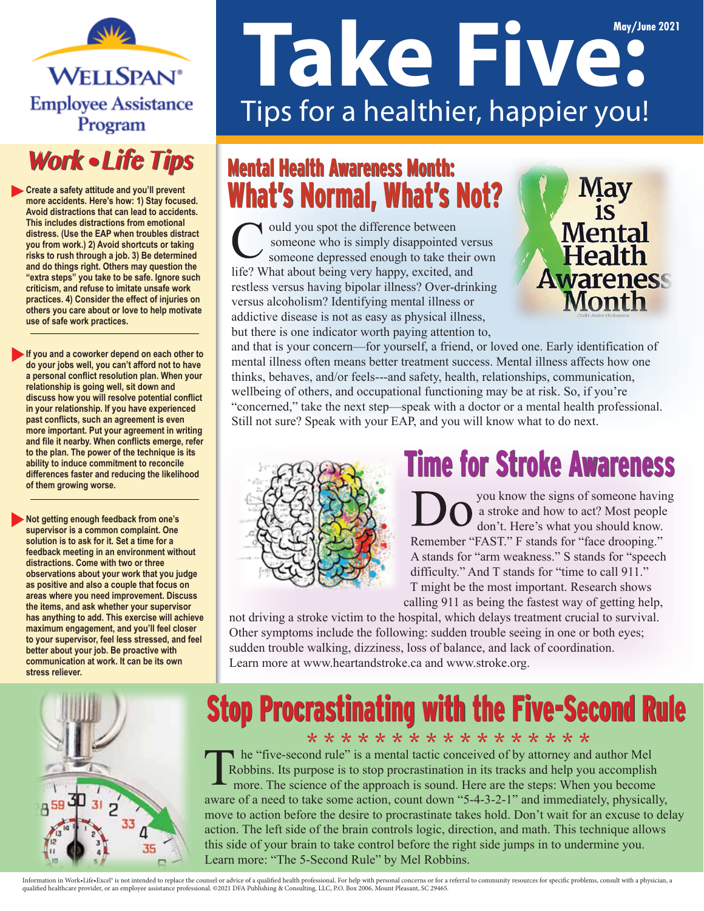WELLSPAN® Employee Assistance Program

# Take Five: Tips for a healthier, happier you!

May/June 2021

## Work • Life Tips

- **Create a safety attitude and you'll prevent more accidents. Here's how: 1) Stay focused. Avoid distractions that can lead to accidents. This includes distractions from emotional distress. (Use the EAP when troubles distract you from work.) 2) Avoid shortcuts or taking risks to rush through a job. 3) Be determined and do things right. Others may question the "extra steps" you take to be safe. Ignore such criticism, and refuse to imitate unsafe work practices. 4) Consider the effect of injuries on others you care about or love to help motivate use of safe work practices.**

- **If you and a coworker depend on each other to do your jobs well, you can't afford not to have a personal conflict resolution plan. When your relationship is going well, sit down and discuss how you will resolve potential conflict in your relationship. If you have experienced past conflicts, such an agreement is even more important. Put your agreement in writing and file it nearby. When conflicts emerge, refer to the plan. The power of the technique is its ability to induce commitment to reconcile differences faster and reducing the likelihood of them growing worse.**

- **Not getting enough feedback from one's supervisor is a common complaint. One solution is to ask for it. Set a time for a feedback meeting in an environment without distractions. Come with two or three observations about your work that you judge as positive and also a couple that focus on areas where you need improvement. Discuss the items, and ask whether your supervisor has anything to add. This exercise will achieve maximum engagement, and you'll feel closer to your supervisor, feel less stressed, and feel better about your job. Be proactive with communication at work. It can be its own stress reliever.**

## Mental Health Awareness Month: What's Normal, What's Not?

Could you spot the difference between someone who is simply disappointed versus someone depressed enough to take their own life? What about being very happy, excited, and restless versus having bipolar illness? Over-drinking versus alcoholism? Identifying mental illness or addictive disease is not as easy as physical illness, but there is one indicator worth paying attention to, and that is your concern—for yourself, a friend, or loved one. Early identification of mental illness often means better treatment success. Mental illness affects how one thinks, behaves, and/or feels---and safety, health, relationships, communication, wellbeing of others, and occupational functioning may be at risk. So, if you're "concerned," take the next step—speak with a doctor or a mental health professional. Still not sure? Speak with your EAP, and you will know what to do next.

May is Mental Health Awareness Month

## Time for Stroke Awareness

Do you know the signs of someone having a stroke and how to act? Most people don't. Here's what you should know. Remember "FAST." F stands for "face drooping." A stands for "arm weakness." S stands for "speech difficulty." And T stands for "time to call 911." T might be the most important. Research shows calling 911 as being the fastest way of getting help, not driving a stroke victim to the hospital, which delays treatment crucial to survival. Other symptoms include the following: sudden trouble seeing in one or both eyes; sudden trouble walking, dizziness, loss of balance, and lack of coordination. Learn more at www.heartandstroke.ca and www.stroke.org.

## Stop Procrastinating with the Five-Second Rule

The "five-second rule" is a mental tactic conceived of by attorney and author Mel Robbins. Its purpose is to stop procrastination in its tracks and help you accomplish more. The science of the approach is sound. Here are the steps: When you become aware of a need to take some action, count down "5-4-3-2-1" and immediately, physically, move to action before the desire to procrastinate takes hold. Don't wait for an excuse to delay action. The left side of the brain controls logic, direction, and math. This technique allows this side of your brain to take control before the right side jumps in to undermine you. Learn more: "The 5-Second Rule" by Mel Robbins.

Information in Work•Life•Excel® is not intended to replace the counsel or advice of a qualified health professional. For help with personal concerns or for a referral to community resources for specific problems, consult with a physician, a qualified healthcare provider, or an employee assistance professional. ©2021 DFA Publishing & Consulting, LLC, P.O. Box 2006, Mount Pleasant, SC 29465.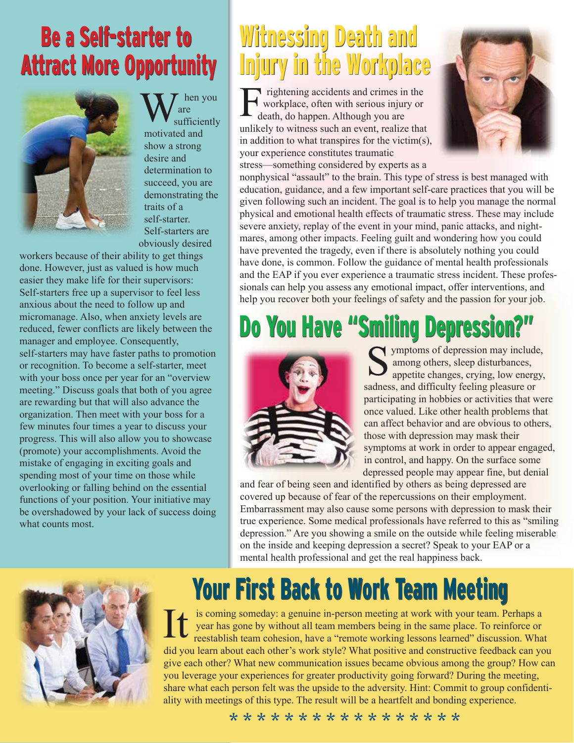## Be a Self-starter to Attract More Opportunity

When you are sufficiently motivated and show a strong desire and determination to succeed, you are demonstrating the traits of a self-starter. Self-starters are obviously desired workers because of their ability to get things done. However, just as valued is how much easier they make life for their supervisors: Self-starters free up a supervisor to feel less anxious about the need to follow up and micromanage. Also, when anxiety levels are reduced, fewer conflicts are likely between the manager and employee. Consequently, self-starters may have faster paths to promotion or recognition. To become a self-starter, meet with your boss once per year for an "overview meeting." Discuss goals that both of you agree are rewarding but that will also advance the organization. Then meet with your boss for a few minutes four times a year to discuss your progress. This will also allow you to showcase (promote) your accomplishments. Avoid the mistake of engaging in exciting goals and spending most of your time on those while overlooking or falling behind on the essential functions of your position. Your initiative may be overshadowed by your lack of success doing what counts most.

## Witnessing Death and Injury in the Workplace

Frightening accidents and crimes in the workplace, often with serious injury or death, do happen. Although you are unlikely to witness such an event, realize that in addition to what transpires for the victim(s), your experience constitutes traumatic stress—something considered by experts as a nonphysical "assault" to the brain. This type of stress is best managed with education, guidance, and a few important self-care practices that you will be given following such an incident. The goal is to help you manage the normal physical and emotional health effects of traumatic stress. These may include severe anxiety, replay of the event in your mind, panic attacks, and nightmares, among other impacts. Feeling guilt and wondering how you could have prevented the tragedy, even if there is absolutely nothing you could have done, is common. Follow the guidance of mental health professionals and the EAP if you ever experience a traumatic stress incident. These professionals can help you assess any emotional impact, offer interventions, and help you recover both your feelings of safety and the passion for your job.

## Do You Have "Smiling Depression?"

Symptoms of depression may include, among others, sleep disturbances, appetite changes, crying, low energy, sadness, and difficulty feeling pleasure or participating in hobbies or activities that were once valued. Like other health problems that can affect behavior and are obvious to others, those with depression may mask their symptoms at work in order to appear engaged, in control, and happy. On the surface some depressed people may appear fine, but denial and fear of being seen and identified by others as being depressed are covered up because of fear of the repercussions on their employment. Embarrassment may also cause some persons with depression to mask their true experience. Some medical professionals have referred to this as "smiling depression." Are you showing a smile on the outside while feeling miserable on the inside and keeping depression a secret? Speak to your EAP or a mental health professional and get the real happiness back.

## Your First Back to Work Team Meeting

It is coming someday: a genuine in-person meeting at work with your team. Perhaps a year has gone by without all team members being in the same place. To reinforce or reestablish team cohesion, have a "remote working lessons learned" discussion. What did you learn about each other's work style? What positive and constructive feedback can you give each other? What new communication issues became obvious among the group? How can you leverage your experiences for greater productivity going forward? During the meeting, share what each person felt was the upside to the adversity. Hint: Commit to group confidentiality with meetings of this type. The result will be a heartfelt and bonding experience.

* * * * * * * * * * * * * * * * *